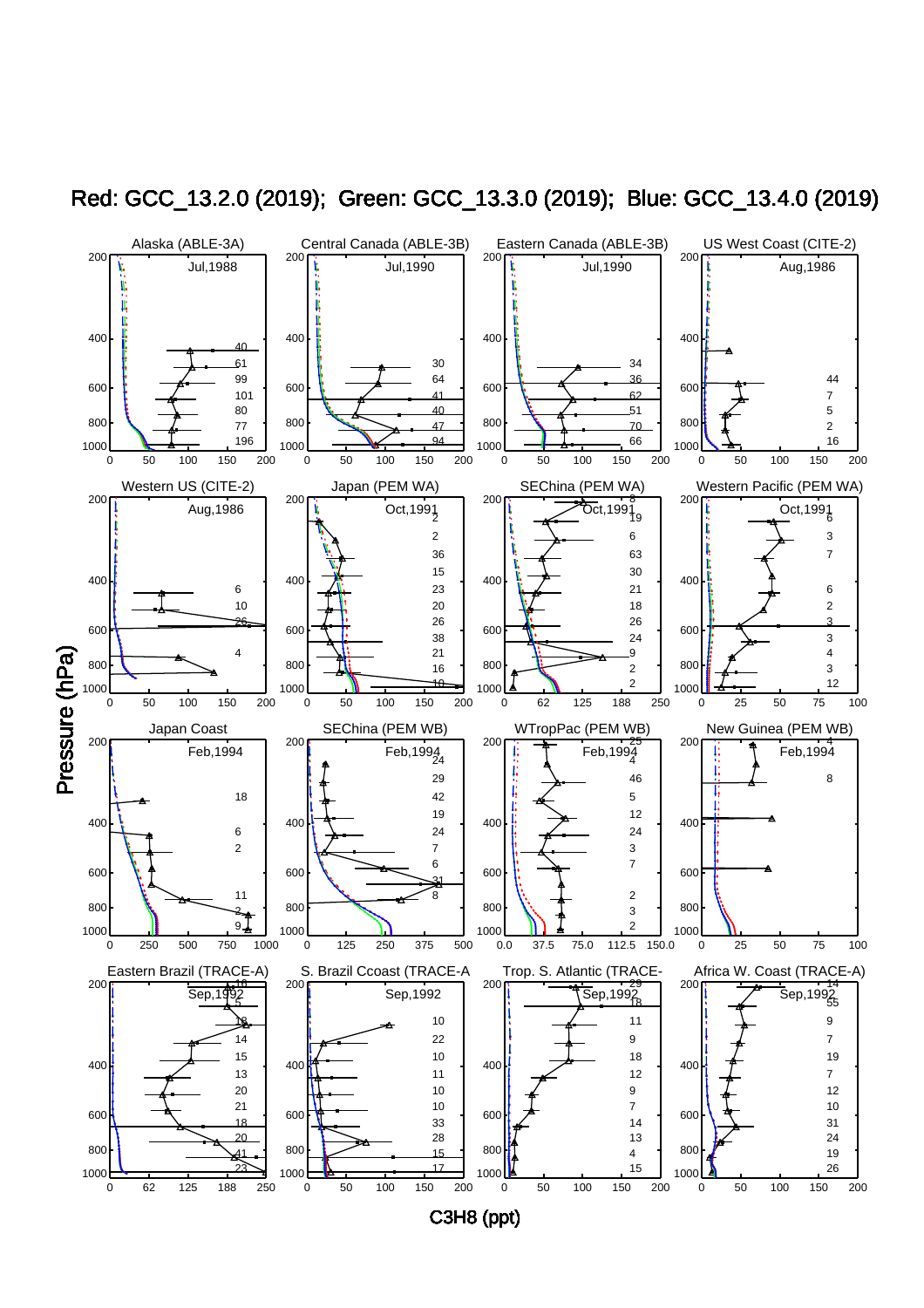# Red: GCC_13.2.0 (2019); Green: GCC_13.3.0 (2019); Blue: GCC_13.4.0 (2019)

Pressure (hPa)

C3H8 (ppt)

Alaska (ABLE-3A) Jul,1988

Central Canada (ABLE-3B) Jul,1990

Eastern Canada (ABLE-3B) Jul,1990

US West Coast (CITE-2) Aug,1986

Western US (CITE-2) Aug,1986

Japan (PEM WA) Oct,1991

SEChina (PEM WA) Oct,1991

Western Pacific (PEM WA) Oct,1991

Japan Coast Feb,1994

SEChina (PEM WB) Feb,1994

WTropPac (PEM WB) Feb,1994

New Guinea (PEM WB) Feb,1994

Eastern Brazil (TRACE-A) Sep,1992

S. Brazil Ccoast (TRACE-A Sep,1992

Trop. S. Atlantic (TRACE- Sep,1992

Africa W. Coast (TRACE-A) Sep,1992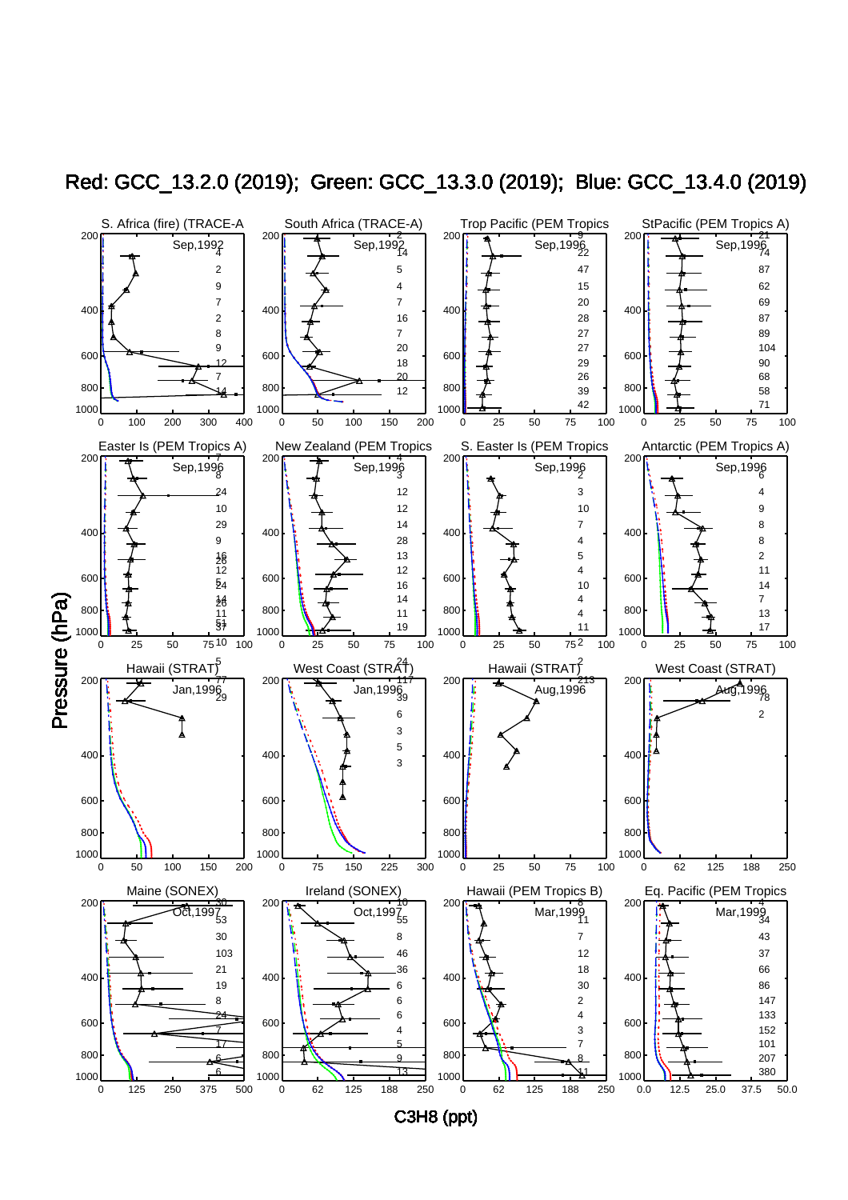Red: GCC_13.2.0 (2019); Green: GCC_13.3.0 (2019); Blue: GCC_13.4.0 (2019)

S. Africa (fire) (TRACE-A) Sep,1992

South Africa (TRACE-A) Sep,1992

Trop Pacific (PEM Tropics Sep,1996

StPacific (PEM Tropics A) Sep,1996

Easter Is (PEM Tropics A) Sep,1996

New Zealand (PEM Tropics Sep,1996

S. Easter Is (PEM Tropics Sep,1996

Antarctic (PEM Tropics A) Sep,1996

Hawaii (STRAT) Jan,1996

West Coast (STRAT) Jan,1996

Hawaii (STRAT) Aug,1996

West Coast (STRAT) Aug,1996

Maine (SONEX) Oct,1997

Ireland (SONEX) Oct,1997

Hawaii (PEM Tropics B) Mar,1999

Eq. Pacific (PEM Tropics Mar,1999

Pressure (hPa)

C3H8 (ppt)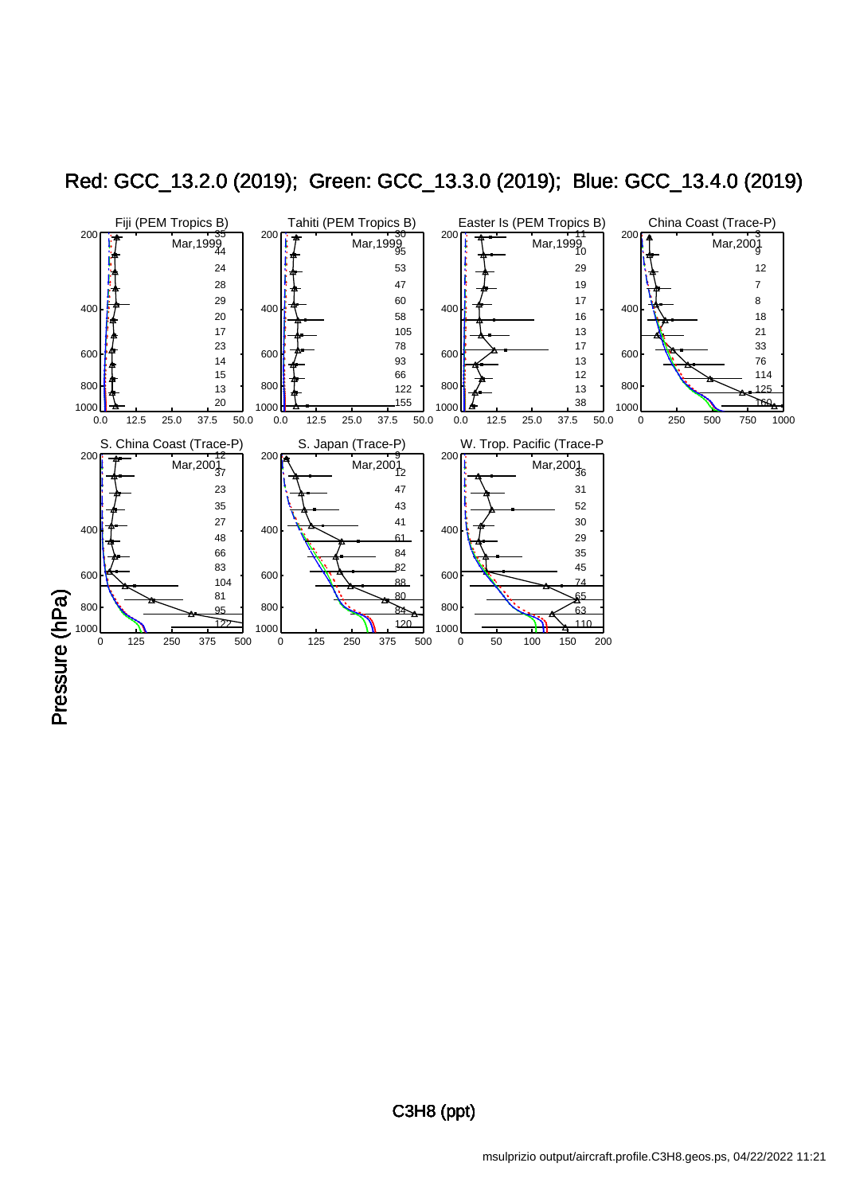Red: GCC_13.2.0 (2019); Green: GCC_13.3.0 (2019); Blue: GCC_13.4.0 (2019)

Fiji (PEM Tropics B)
Mar,1999
35
44
24
28
29
20
17
23
14
15
13
20
200
400
600
800
1000
0.0 12.5 25.0 37.5 50.0

Tahiti (PEM Tropics B)
Mar,1999
30
95
53
47
60
58
105
78
93
66
122
155
200
400
600
800
1000
0.0 12.5 25.0 37.5 50.0

Easter Is (PEM Tropics B)
Mar,1999
11
10
29
19
17
16
13
17
13
12
13
38
200
400
600
800
1000
0.0 12.5 25.0 37.5 50.0

China Coast (Trace-P)
Mar,2001
3
9
12
7
8
18
21
33
76
114
125
160
200
400
600
800
1000
0 250 500 750 1000

S. China Coast (Trace-P)
Mar,2001
12
37
23
35
27
48
66
83
104
81
95
122
200
400
600
800
1000
0 125 250 375 500

S. Japan (Trace-P)
Mar,2001
9
12
47
43
41
61
84
82
88
80
84
120
200
400
600
800
1000
0 125 250 375 500

W. Trop. Pacific (Trace-P
Mar,2001
36
31
52
30
29
35
45
74
65
63
110
200
400
600
800
1000
0 50 100 150 200

Pressure (hPa)

C3H8 (ppt)

msulprizio output/aircraft.profile.C3H8.geos.ps, 04/22/2022 11:21